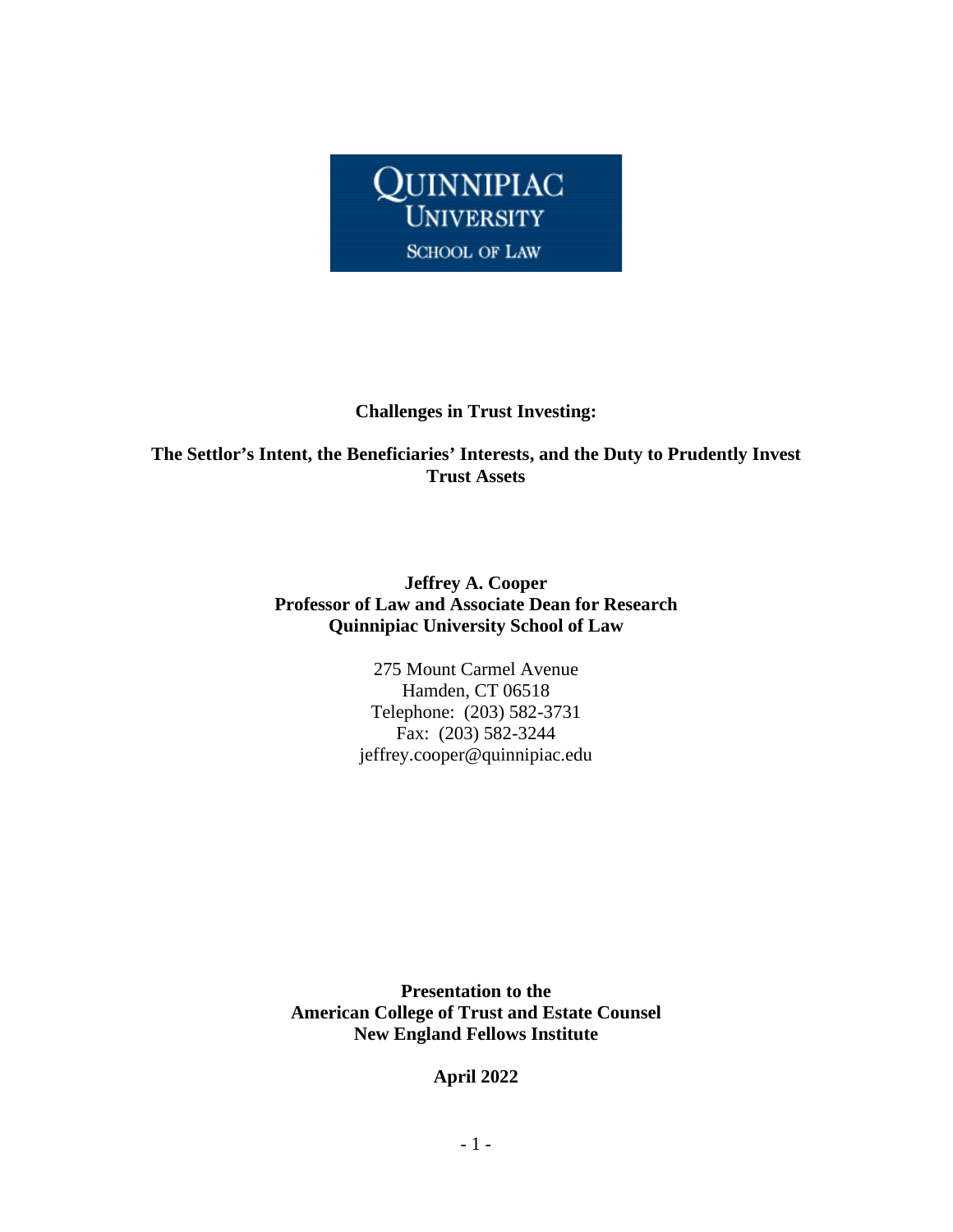QUINNIPIAC
UNIVERSITY
SCHOOL OF LAW

**Challenges in Trust Investing:**

**The Settlor's Intent, the Beneficiaries' Interests, and the Duty to Prudently Invest Trust Assets**

**Jeffrey A. Cooper**
**Professor of Law and Associate Dean for Research**
**Quinnipiac University School of Law**

275 Mount Carmel Avenue
Hamden, CT 06518
Telephone: (203) 582-3731
Fax: (203) 582-3244
jeffrey.cooper@quinnipiac.edu

**Presentation to the**
**American College of Trust and Estate Counsel**
**New England Fellows Institute**

**April 2022**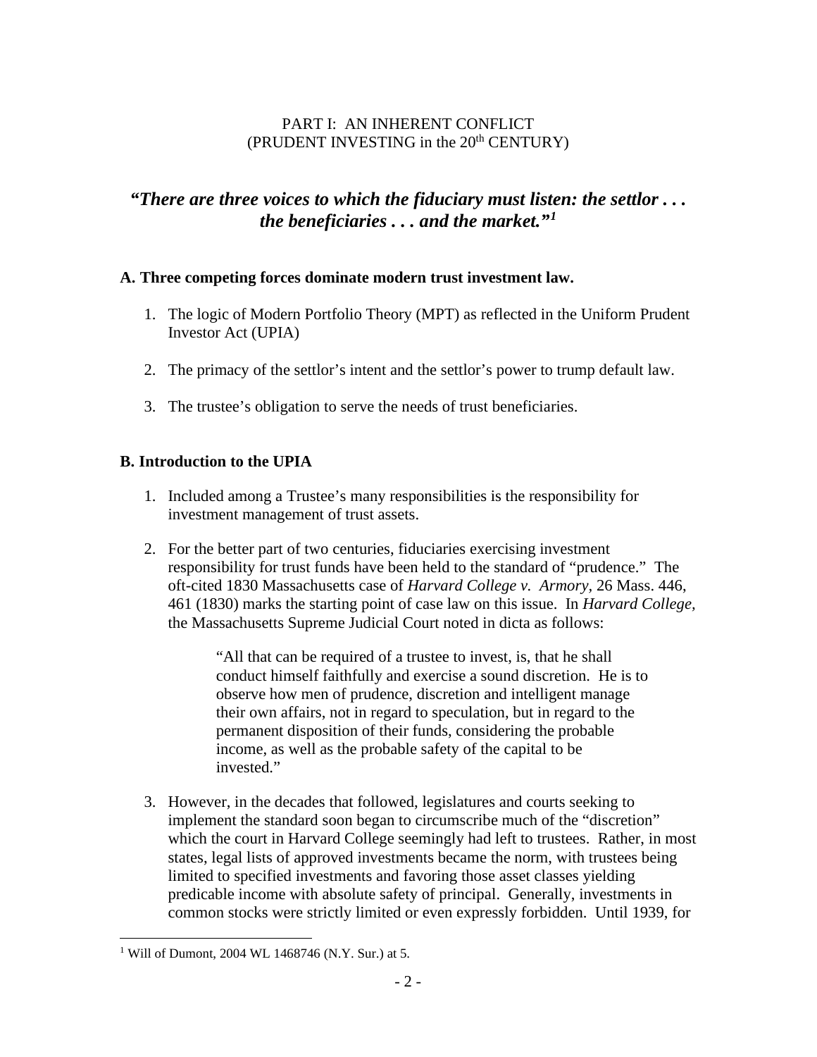PART I: AN INHERENT CONFLICT
(PRUDENT INVESTING in the 20th CENTURY)

## *"There are three voices to which the fiduciary must listen: the settlor . . . the beneficiaries . . . and the market."*[1]

### A. Three competing forces dominate modern trust investment law.

1. The logic of Modern Portfolio Theory (MPT) as reflected in the Uniform Prudent Investor Act (UPIA)

2. The primacy of the settlor's intent and the settlor's power to trump default law.

3. The trustee's obligation to serve the needs of trust beneficiaries.

### B. Introduction to the UPIA

1. Included among a Trustee's many responsibilities is the responsibility for investment management of trust assets.

2. For the better part of two centuries, fiduciaries exercising investment responsibility for trust funds have been held to the standard of "prudence." The oft-cited 1830 Massachusetts case of *Harvard College v. Armory*, 26 Mass. 446, 461 (1830) marks the starting point of case law on this issue. In *Harvard College,* the Massachusetts Supreme Judicial Court noted in dicta as follows:

   > "All that can be required of a trustee to invest, is, that he shall conduct himself faithfully and exercise a sound discretion. He is to observe how men of prudence, discretion and intelligent manage their own affairs, not in regard to speculation, but in regard to the permanent disposition of their funds, considering the probable income, as well as the probable safety of the capital to be invested."

3. However, in the decades that followed, legislatures and courts seeking to implement the standard soon began to circumscribe much of the "discretion" which the court in Harvard College seemingly had left to trustees. Rather, in most states, legal lists of approved investments became the norm, with trustees being limited to specified investments and favoring those asset classes yielding predicable income with absolute safety of principal. Generally, investments in common stocks were strictly limited or even expressly forbidden. Until 1939, for

[1] Will of Dumont, 2004 WL 1468746 (N.Y. Sur.) at 5.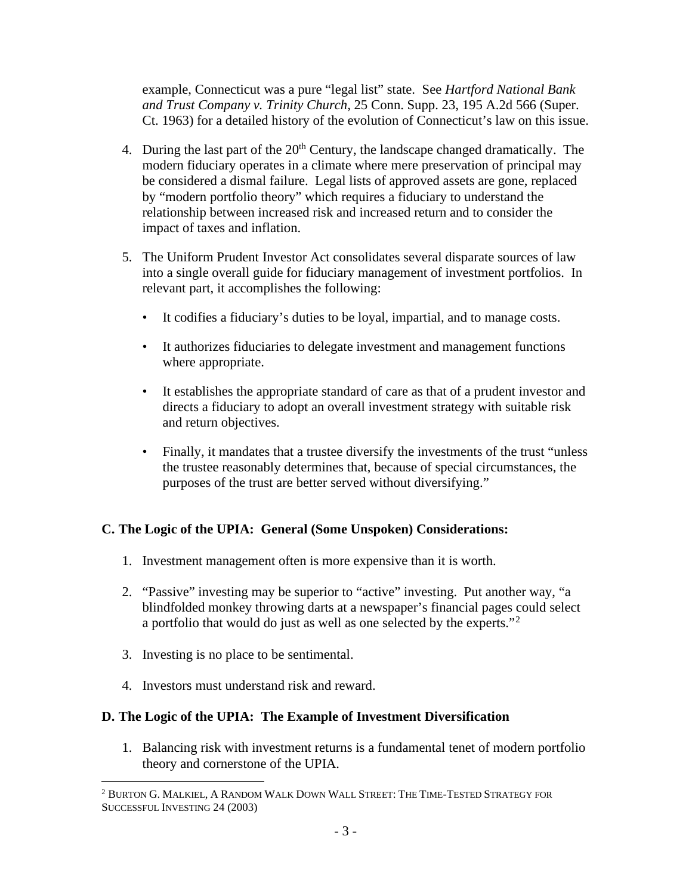example, Connecticut was a pure "legal list" state. See *Hartford National Bank and Trust Company v. Trinity Church*, 25 Conn. Supp. 23, 195 A.2d 566 (Super. Ct. 1963) for a detailed history of the evolution of Connecticut's law on this issue.

4. During the last part of the 20th Century, the landscape changed dramatically. The modern fiduciary operates in a climate where mere preservation of principal may be considered a dismal failure. Legal lists of approved assets are gone, replaced by "modern portfolio theory" which requires a fiduciary to understand the relationship between increased risk and increased return and to consider the impact of taxes and inflation.

5. The Uniform Prudent Investor Act consolidates several disparate sources of law into a single overall guide for fiduciary management of investment portfolios. In relevant part, it accomplishes the following:

   - It codifies a fiduciary's duties to be loyal, impartial, and to manage costs.
   - It authorizes fiduciaries to delegate investment and management functions where appropriate.
   - It establishes the appropriate standard of care as that of a prudent investor and directs a fiduciary to adopt an overall investment strategy with suitable risk and return objectives.
   - Finally, it mandates that a trustee diversify the investments of the trust "unless the trustee reasonably determines that, because of special circumstances, the purposes of the trust are better served without diversifying."

**C. The Logic of the UPIA: General (Some Unspoken) Considerations:**

1. Investment management often is more expensive than it is worth.
2. "Passive" investing may be superior to "active" investing. Put another way, "a blindfolded monkey throwing darts at a newspaper's financial pages could select a portfolio that would do just as well as one selected by the experts."[2]
3. Investing is no place to be sentimental.
4. Investors must understand risk and reward.

**D. The Logic of the UPIA: The Example of Investment Diversification**

1. Balancing risk with investment returns is a fundamental tenet of modern portfolio theory and cornerstone of the UPIA.

---

[2] BURTON G. MALKIEL, A RANDOM WALK DOWN WALL STREET: THE TIME-TESTED STRATEGY FOR SUCCESSFUL INVESTING 24 (2003)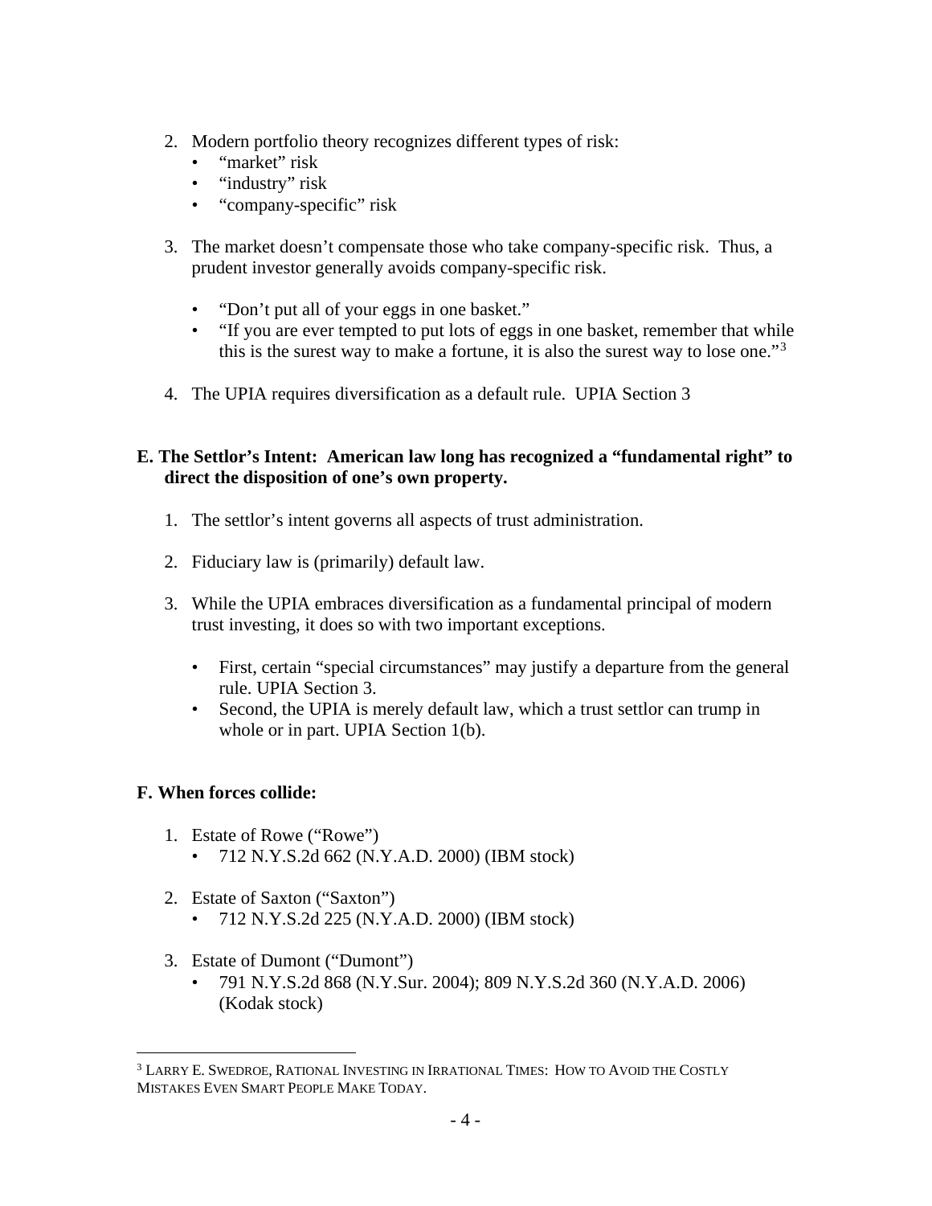2. Modern portfolio theory recognizes different types of risk:
   - "market" risk
   - "industry" risk
   - "company-specific" risk

3. The market doesn't compensate those who take company-specific risk. Thus, a prudent investor generally avoids company-specific risk.

   - "Don't put all of your eggs in one basket."
   - "If you are ever tempted to put lots of eggs in one basket, remember that while this is the surest way to make a fortune, it is also the surest way to lose one."[3]

4. The UPIA requires diversification as a default rule. UPIA Section 3

**E. The Settlor's Intent: American law long has recognized a "fundamental right" to direct the disposition of one's own property.**

1. The settlor's intent governs all aspects of trust administration.

2. Fiduciary law is (primarily) default law.

3. While the UPIA embraces diversification as a fundamental principal of modern trust investing, it does so with two important exceptions.

   - First, certain "special circumstances" may justify a departure from the general rule. UPIA Section 3.
   - Second, the UPIA is merely default law, which a trust settlor can trump in whole or in part. UPIA Section 1(b).

**F. When forces collide:**

1. Estate of Rowe ("Rowe")
   - 712 N.Y.S.2d 662 (N.Y.A.D. 2000) (IBM stock)

2. Estate of Saxton ("Saxton")
   - 712 N.Y.S.2d 225 (N.Y.A.D. 2000) (IBM stock)

3. Estate of Dumont ("Dumont")
   - 791 N.Y.S.2d 868 (N.Y.Sur. 2004); 809 N.Y.S.2d 360 (N.Y.A.D. 2006) (Kodak stock)

---

[3] LARRY E. SWEDROE, RATIONAL INVESTING IN IRRATIONAL TIMES: HOW TO AVOID THE COSTLY MISTAKES EVEN SMART PEOPLE MAKE TODAY.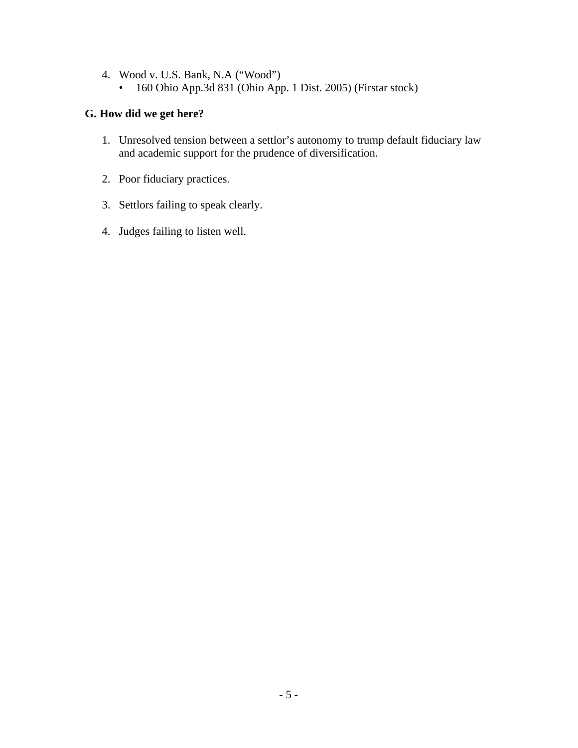4. Wood v. U.S. Bank, N.A ("Wood")
   - 160 Ohio App.3d 831 (Ohio App. 1 Dist. 2005) (Firstar stock)

**G. How did we get here?**

1. Unresolved tension between a settlor's autonomy to trump default fiduciary law and academic support for the prudence of diversification.

2. Poor fiduciary practices.

3. Settlors failing to speak clearly.

4. Judges failing to listen well.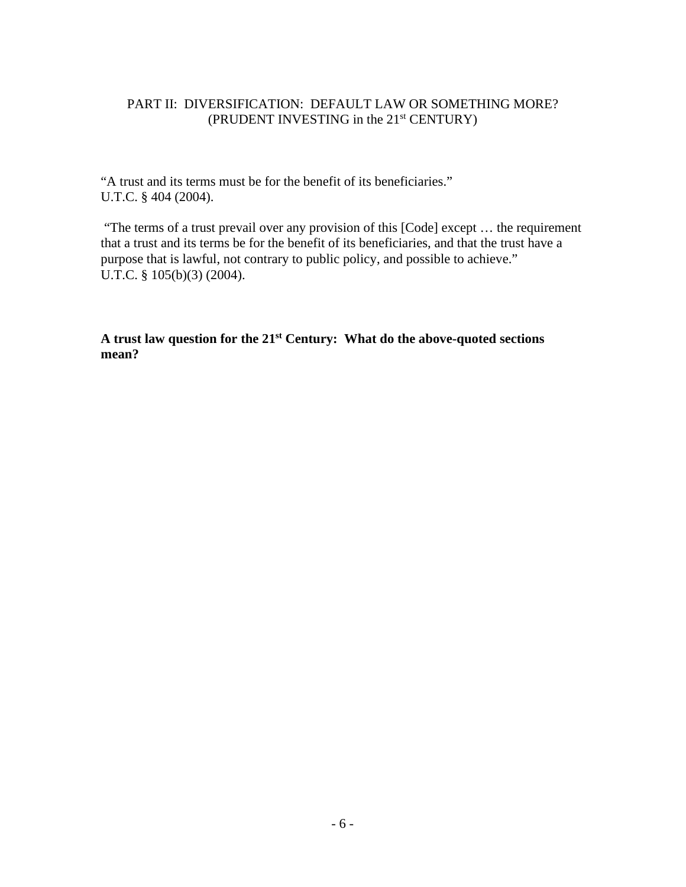## PART II: DIVERSIFICATION: DEFAULT LAW OR SOMETHING MORE? (PRUDENT INVESTING in the 21st CENTURY)

"A trust and its terms must be for the benefit of its beneficiaries."
U.T.C. § 404 (2004).

"The terms of a trust prevail over any provision of this [Code] except … the requirement that a trust and its terms be for the benefit of its beneficiaries, and that the trust have a purpose that is lawful, not contrary to public policy, and possible to achieve."
U.T.C. § 105(b)(3) (2004).

**A trust law question for the 21st Century: What do the above-quoted sections mean?**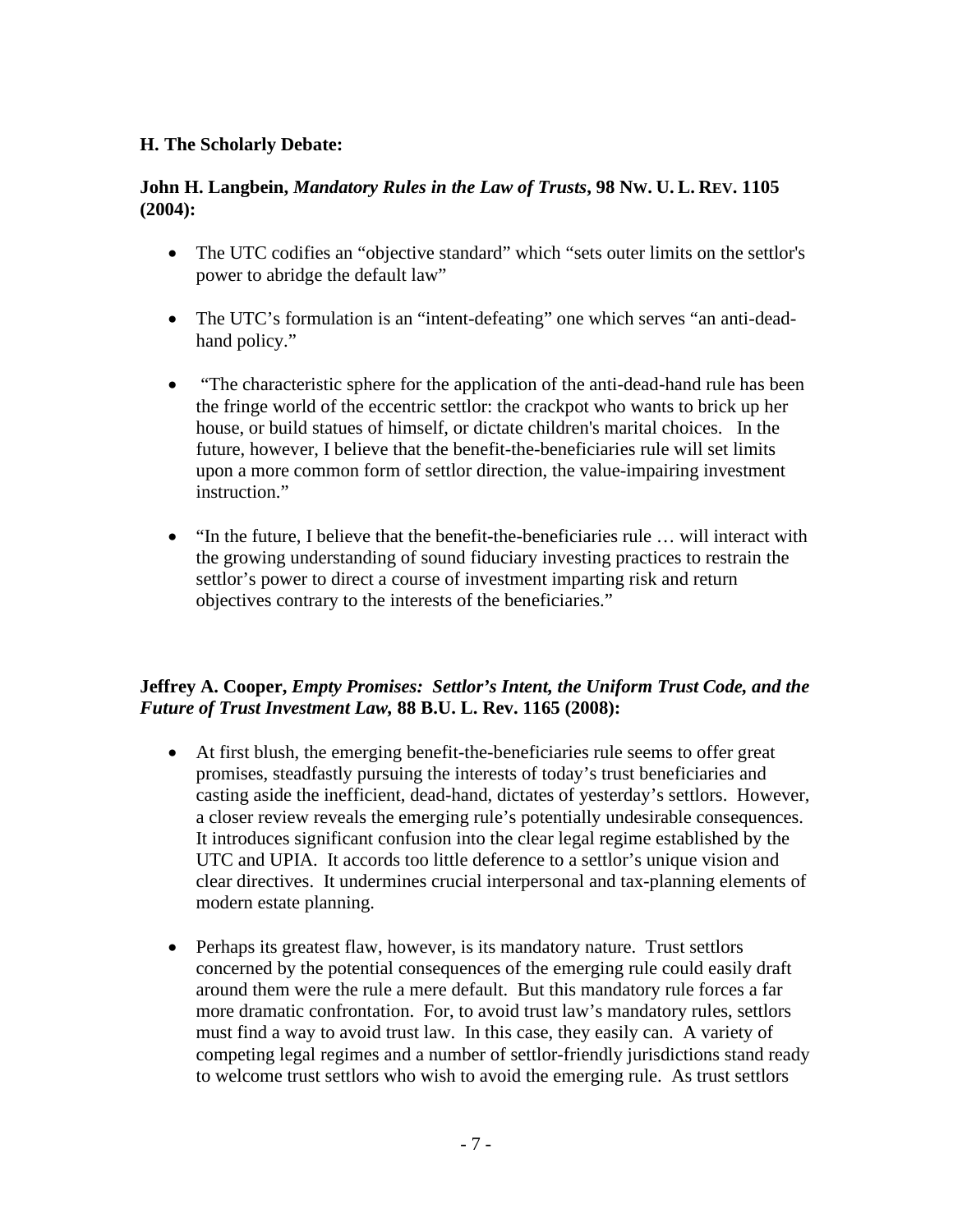**H. The Scholarly Debate:**

**John H. Langbein, *Mandatory Rules in the Law of Trusts*, 98 NW. U. L. REV. 1105 (2004):**

- The UTC codifies an "objective standard" which "sets outer limits on the settlor's power to abridge the default law"

- The UTC's formulation is an "intent-defeating" one which serves "an anti-dead-hand policy."

- "The characteristic sphere for the application of the anti-dead-hand rule has been the fringe world of the eccentric settlor: the crackpot who wants to brick up her house, or build statues of himself, or dictate children's marital choices. In the future, however, I believe that the benefit-the-beneficiaries rule will set limits upon a more common form of settlor direction, the value-impairing investment instruction."

- "In the future, I believe that the benefit-the-beneficiaries rule … will interact with the growing understanding of sound fiduciary investing practices to restrain the settlor's power to direct a course of investment imparting risk and return objectives contrary to the interests of the beneficiaries."

**Jeffrey A. Cooper, *Empty Promises: Settlor's Intent, the Uniform Trust Code, and the Future of Trust Investment Law,* 88 B.U. L. Rev. 1165 (2008):**

- At first blush, the emerging benefit-the-beneficiaries rule seems to offer great promises, steadfastly pursuing the interests of today's trust beneficiaries and casting aside the inefficient, dead-hand, dictates of yesterday's settlors. However, a closer review reveals the emerging rule's potentially undesirable consequences. It introduces significant confusion into the clear legal regime established by the UTC and UPIA. It accords too little deference to a settlor's unique vision and clear directives. It undermines crucial interpersonal and tax-planning elements of modern estate planning.

- Perhaps its greatest flaw, however, is its mandatory nature. Trust settlors concerned by the potential consequences of the emerging rule could easily draft around them were the rule a mere default. But this mandatory rule forces a far more dramatic confrontation. For, to avoid trust law's mandatory rules, settlors must find a way to avoid trust law. In this case, they easily can. A variety of competing legal regimes and a number of settlor-friendly jurisdictions stand ready to welcome trust settlors who wish to avoid the emerging rule. As trust settlors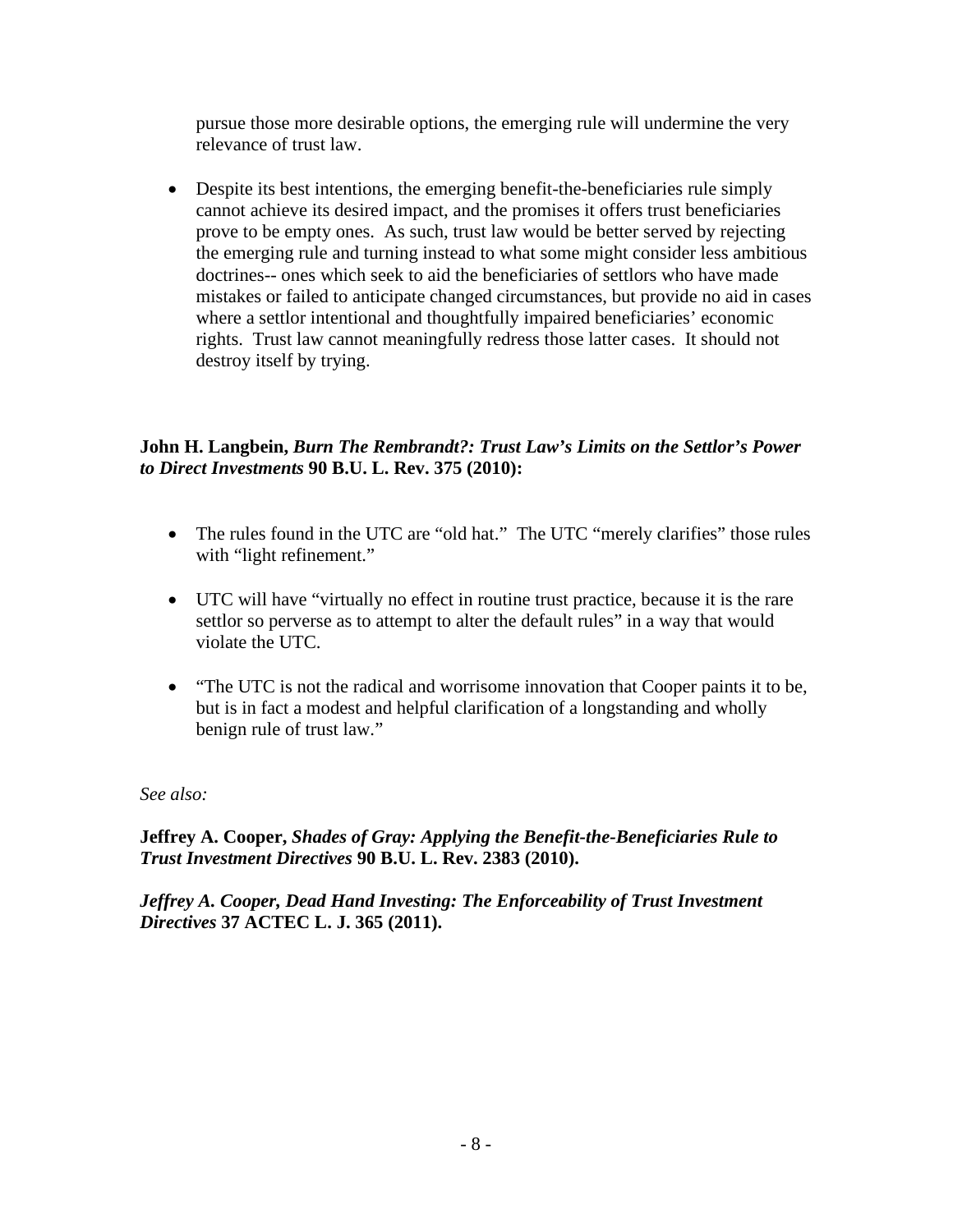pursue those more desirable options, the emerging rule will undermine the very relevance of trust law.

- Despite its best intentions, the emerging benefit-the-beneficiaries rule simply cannot achieve its desired impact, and the promises it offers trust beneficiaries prove to be empty ones. As such, trust law would be better served by rejecting the emerging rule and turning instead to what some might consider less ambitious doctrines-- ones which seek to aid the beneficiaries of settlors who have made mistakes or failed to anticipate changed circumstances, but provide no aid in cases where a settlor intentional and thoughtfully impaired beneficiaries' economic rights. Trust law cannot meaningfully redress those latter cases. It should not destroy itself by trying.

**John H. Langbein, *Burn The Rembrandt?: Trust Law's Limits on the Settlor's Power to Direct Investments* 90 B.U. L. Rev. 375 (2010):**

- The rules found in the UTC are "old hat." The UTC "merely clarifies" those rules with "light refinement."
- UTC will have "virtually no effect in routine trust practice, because it is the rare settlor so perverse as to attempt to alter the default rules" in a way that would violate the UTC.
- "The UTC is not the radical and worrisome innovation that Cooper paints it to be, but is in fact a modest and helpful clarification of a longstanding and wholly benign rule of trust law."

*See also:*

**Jeffrey A. Cooper, *Shades of Gray: Applying the Benefit-the-Beneficiaries Rule to Trust Investment Directives* 90 B.U. L. Rev. 2383 (2010).**

***Jeffrey A. Cooper, Dead Hand Investing: The Enforceability of Trust Investment Directives* 37 ACTEC L. J. 365 (2011).**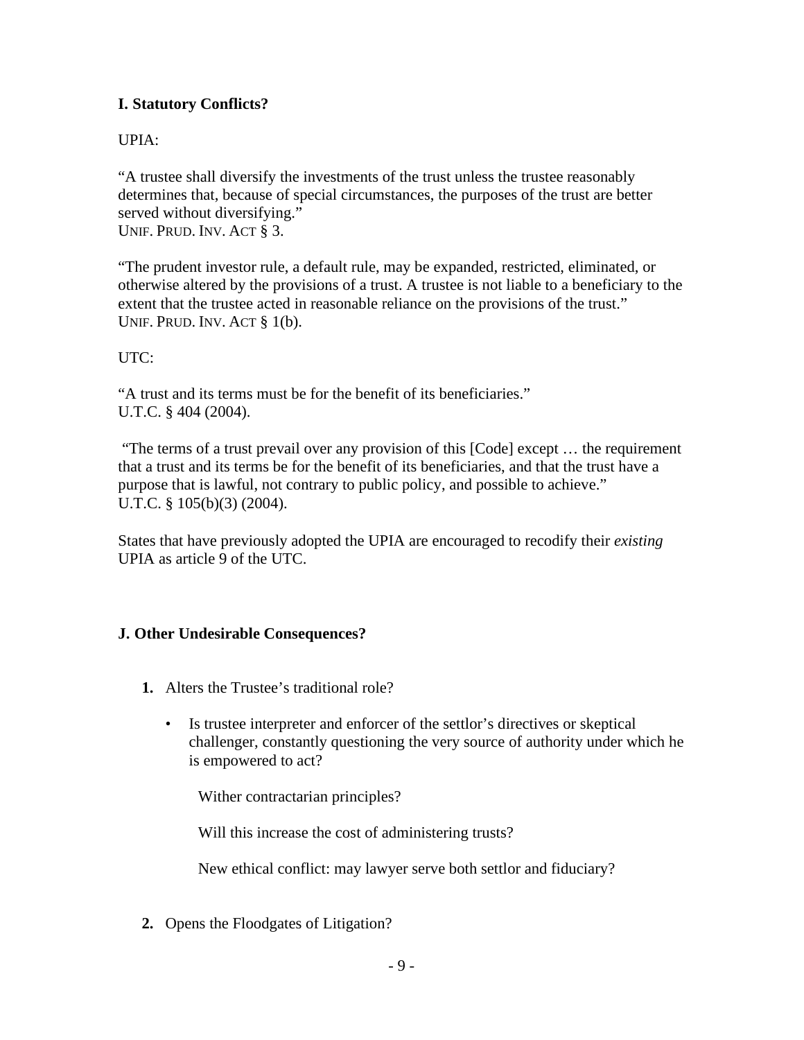### I. Statutory Conflicts?

UPIA:

"A trustee shall diversify the investments of the trust unless the trustee reasonably determines that, because of special circumstances, the purposes of the trust are better served without diversifying."
UNIF. PRUD. INV. ACT § 3.

"The prudent investor rule, a default rule, may be expanded, restricted, eliminated, or otherwise altered by the provisions of a trust. A trustee is not liable to a beneficiary to the extent that the trustee acted in reasonable reliance on the provisions of the trust."
UNIF. PRUD. INV. ACT § 1(b).

UTC:

"A trust and its terms must be for the benefit of its beneficiaries."
U.T.C. § 404 (2004).

"The terms of a trust prevail over any provision of this [Code] except … the requirement that a trust and its terms be for the benefit of its beneficiaries, and that the trust have a purpose that is lawful, not contrary to public policy, and possible to achieve."
U.T.C. § 105(b)(3) (2004).

States that have previously adopted the UPIA are encouraged to recodify their *existing* UPIA as article 9 of the UTC.

### J. Other Undesirable Consequences?

1. **1.** Alters the Trustee's traditional role?

   - Is trustee interpreter and enforcer of the settlor's directives or skeptical challenger, constantly questioning the very source of authority under which he is empowered to act?

     Wither contractarian principles?

     Will this increase the cost of administering trusts?

     New ethical conflict: may lawyer serve both settlor and fiduciary?

2. **2.** Opens the Floodgates of Litigation?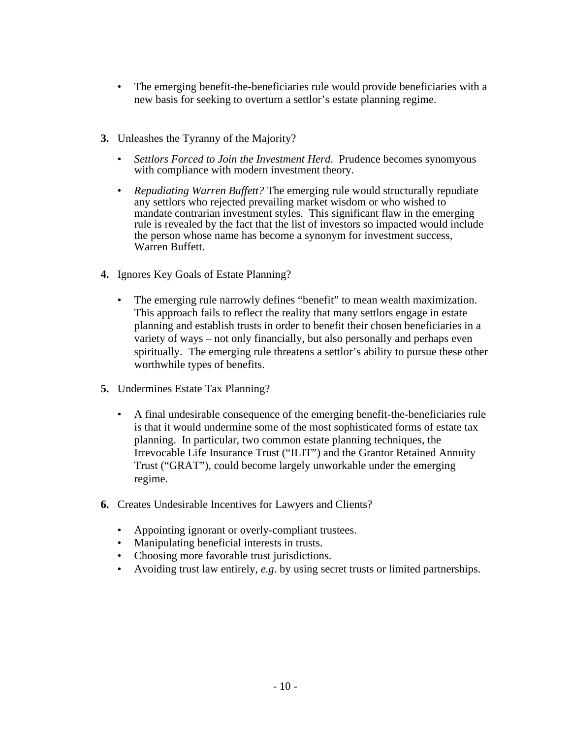- The emerging benefit-the-beneficiaries rule would provide beneficiaries with a new basis for seeking to overturn a settlor's estate planning regime.

**3.** Unleashes the Tyranny of the Majority?

- *Settlors Forced to Join the Investment Herd*. Prudence becomes synomyous with compliance with modern investment theory.
- *Repudiating Warren Buffett?* The emerging rule would structurally repudiate any settlors who rejected prevailing market wisdom or who wished to mandate contrarian investment styles. This significant flaw in the emerging rule is revealed by the fact that the list of investors so impacted would include the person whose name has become a synonym for investment success, Warren Buffett.

**4.** Ignores Key Goals of Estate Planning?

- The emerging rule narrowly defines "benefit" to mean wealth maximization. This approach fails to reflect the reality that many settlors engage in estate planning and establish trusts in order to benefit their chosen beneficiaries in a variety of ways – not only financially, but also personally and perhaps even spiritually. The emerging rule threatens a settlor's ability to pursue these other worthwhile types of benefits.

**5.** Undermines Estate Tax Planning?

- A final undesirable consequence of the emerging benefit-the-beneficiaries rule is that it would undermine some of the most sophisticated forms of estate tax planning. In particular, two common estate planning techniques, the Irrevocable Life Insurance Trust ("ILIT") and the Grantor Retained Annuity Trust ("GRAT"), could become largely unworkable under the emerging regime.

**6.** Creates Undesirable Incentives for Lawyers and Clients?

- Appointing ignorant or overly-compliant trustees.
- Manipulating beneficial interests in trusts.
- Choosing more favorable trust jurisdictions.
- Avoiding trust law entirely, *e.g*. by using secret trusts or limited partnerships.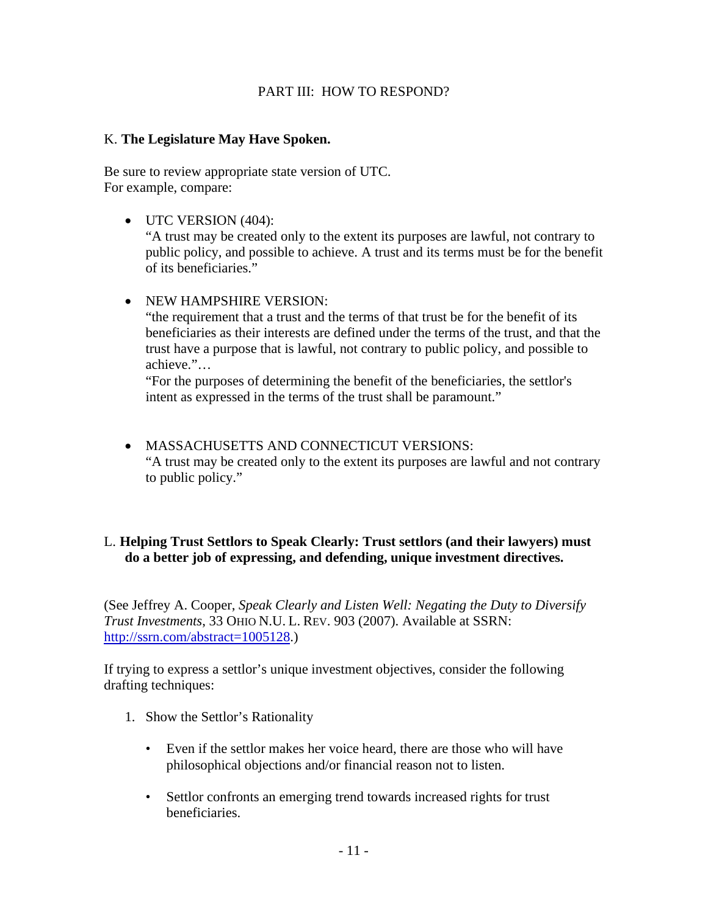## PART III: HOW TO RESPOND?

### K. **The Legislature May Have Spoken.**

Be sure to review appropriate state version of UTC.
For example, compare:

- UTC VERSION (404):
  "A trust may be created only to the extent its purposes are lawful, not contrary to public policy, and possible to achieve. A trust and its terms must be for the benefit of its beneficiaries."

- NEW HAMPSHIRE VERSION:
  "the requirement that a trust and the terms of that trust be for the benefit of its beneficiaries as their interests are defined under the terms of the trust, and that the trust have a purpose that is lawful, not contrary to public policy, and possible to achieve."…
  "For the purposes of determining the benefit of the beneficiaries, the settlor's intent as expressed in the terms of the trust shall be paramount."

- MASSACHUSETTS AND CONNECTICUT VERSIONS:
  "A trust may be created only to the extent its purposes are lawful and not contrary to public policy."

### L. **Helping Trust Settlors to Speak Clearly: Trust settlors (and their lawyers) must do a better job of expressing, and defending, unique investment directives.**

(See Jeffrey A. Cooper, *Speak Clearly and Listen Well: Negating the Duty to Diversify Trust Investments*, 33 OHIO N.U. L. REV. 903 (2007). Available at SSRN: http://ssrn.com/abstract=1005128.)

If trying to express a settlor's unique investment objectives, consider the following drafting techniques:

1. Show the Settlor's Rationality

   - Even if the settlor makes her voice heard, there are those who will have philosophical objections and/or financial reason not to listen.

   - Settlor confronts an emerging trend towards increased rights for trust beneficiaries.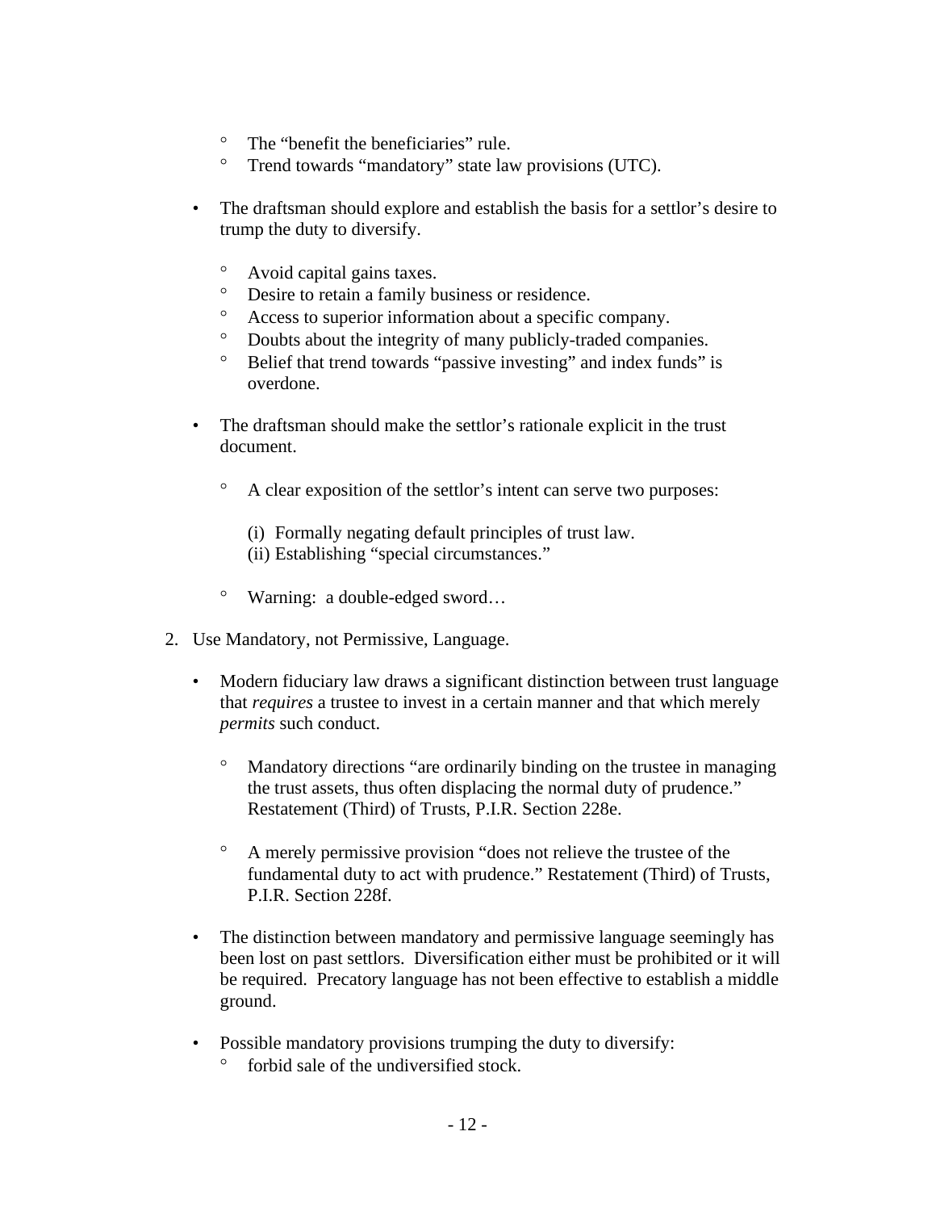- The “benefit the beneficiaries” rule.
- Trend towards “mandatory” state law provisions (UTC).

- The draftsman should explore and establish the basis for a settlor’s desire to trump the duty to diversify.

  - Avoid capital gains taxes.
  - Desire to retain a family business or residence.
  - Access to superior information about a specific company.
  - Doubts about the integrity of many publicly-traded companies.
  - Belief that trend towards “passive investing” and index funds” is overdone.

- The draftsman should make the settlor’s rationale explicit in the trust document.

  - A clear exposition of the settlor’s intent can serve two purposes:

    (i) Formally negating default principles of trust law.
    (ii) Establishing “special circumstances.”

  - Warning: a double-edged sword…

2. Use Mandatory, not Permissive, Language.

- Modern fiduciary law draws a significant distinction between trust language that *requires* a trustee to invest in a certain manner and that which merely *permits* such conduct.

  - Mandatory directions “are ordinarily binding on the trustee in managing the trust assets, thus often displacing the normal duty of prudence.” Restatement (Third) of Trusts, P.I.R. Section 228e.

  - A merely permissive provision “does not relieve the trustee of the fundamental duty to act with prudence.” Restatement (Third) of Trusts, P.I.R. Section 228f.

- The distinction between mandatory and permissive language seemingly has been lost on past settlors. Diversification either must be prohibited or it will be required. Precatory language has not been effective to establish a middle ground.

- Possible mandatory provisions trumping the duty to diversify:
  - forbid sale of the undiversified stock.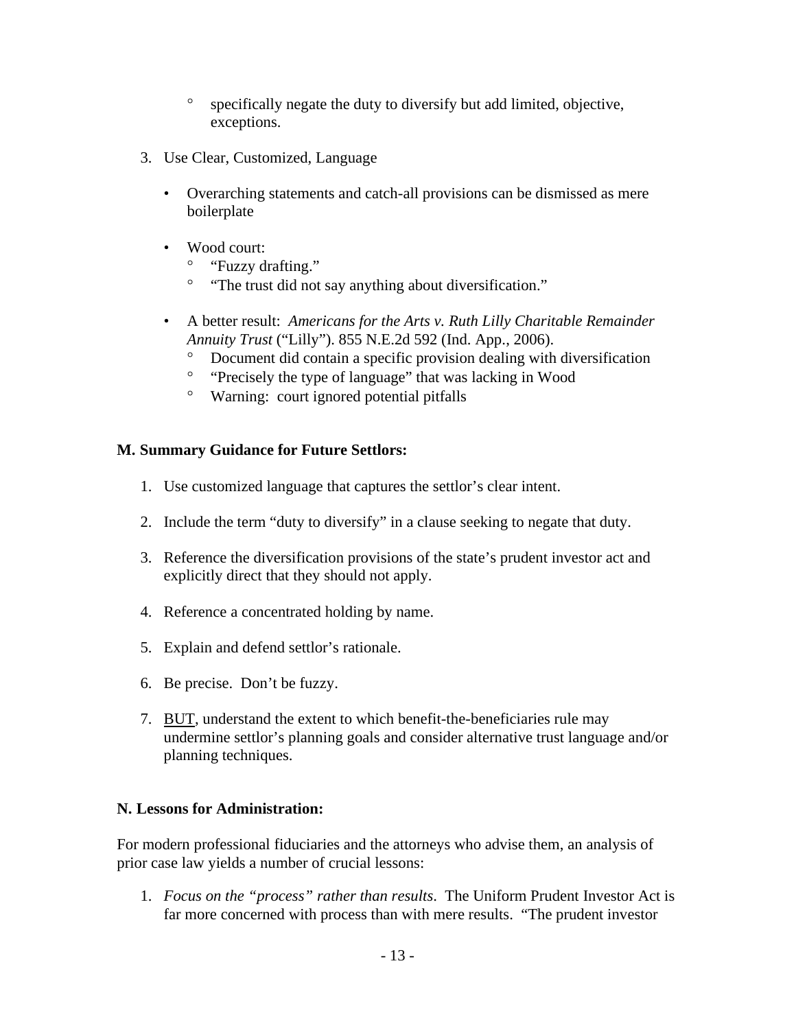- specifically negate the duty to diversify but add limited, objective, exceptions.

3. Use Clear, Customized, Language

   - Overarching statements and catch-all provisions can be dismissed as mere boilerplate

   - Wood court:
     - "Fuzzy drafting."
     - "The trust did not say anything about diversification."

   - A better result: *Americans for the Arts v. Ruth Lilly Charitable Remainder Annuity Trust* ("Lilly"). 855 N.E.2d 592 (Ind. App., 2006).
     - Document did contain a specific provision dealing with diversification
     - "Precisely the type of language" that was lacking in Wood
     - Warning: court ignored potential pitfalls

**M. Summary Guidance for Future Settlors:**

1. Use customized language that captures the settlor's clear intent.

2. Include the term "duty to diversify" in a clause seeking to negate that duty.

3. Reference the diversification provisions of the state's prudent investor act and explicitly direct that they should not apply.

4. Reference a concentrated holding by name.

5. Explain and defend settlor's rationale.

6. Be precise. Don't be fuzzy.

7. <u>BUT</u>, understand the extent to which benefit-the-beneficiaries rule may undermine settlor's planning goals and consider alternative trust language and/or planning techniques.

**N. Lessons for Administration:**

For modern professional fiduciaries and the attorneys who advise them, an analysis of prior case law yields a number of crucial lessons:

1. *Focus on the "process" rather than results.* The Uniform Prudent Investor Act is far more concerned with process than with mere results. "The prudent investor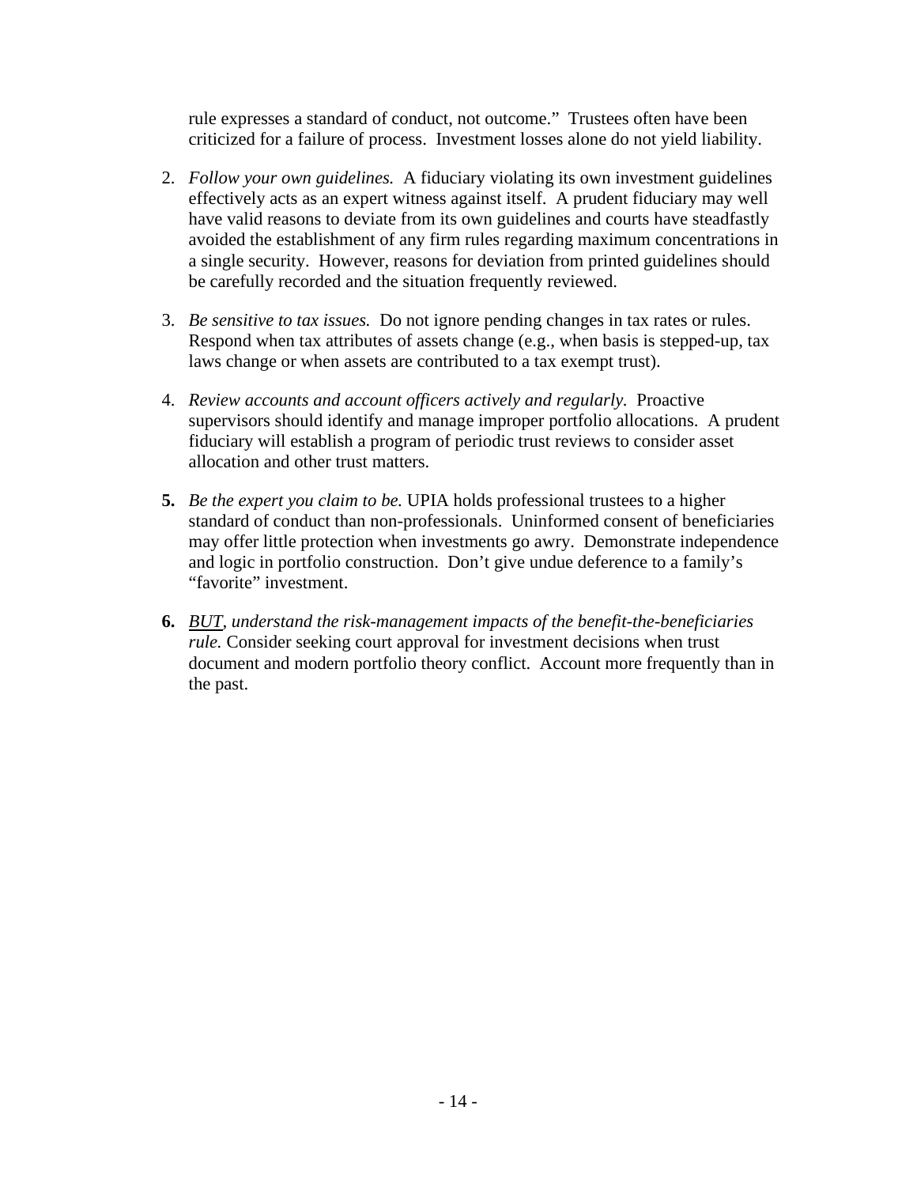rule expresses a standard of conduct, not outcome." Trustees often have been criticized for a failure of process. Investment losses alone do not yield liability.

2. *Follow your own guidelines.* A fiduciary violating its own investment guidelines effectively acts as an expert witness against itself. A prudent fiduciary may well have valid reasons to deviate from its own guidelines and courts have steadfastly avoided the establishment of any firm rules regarding maximum concentrations in a single security. However, reasons for deviation from printed guidelines should be carefully recorded and the situation frequently reviewed.

3. *Be sensitive to tax issues.* Do not ignore pending changes in tax rates or rules. Respond when tax attributes of assets change (e.g., when basis is stepped-up, tax laws change or when assets are contributed to a tax exempt trust).

4. *Review accounts and account officers actively and regularly.* Proactive supervisors should identify and manage improper portfolio allocations. A prudent fiduciary will establish a program of periodic trust reviews to consider asset allocation and other trust matters.

5. *Be the expert you claim to be.* UPIA holds professional trustees to a higher standard of conduct than non-professionals. Uninformed consent of beneficiaries may offer little protection when investments go awry. Demonstrate independence and logic in portfolio construction. Don't give undue deference to a family's "favorite" investment.

6. *BUT, understand the risk-management impacts of the benefit-the-beneficiaries rule.* Consider seeking court approval for investment decisions when trust document and modern portfolio theory conflict. Account more frequently than in the past.